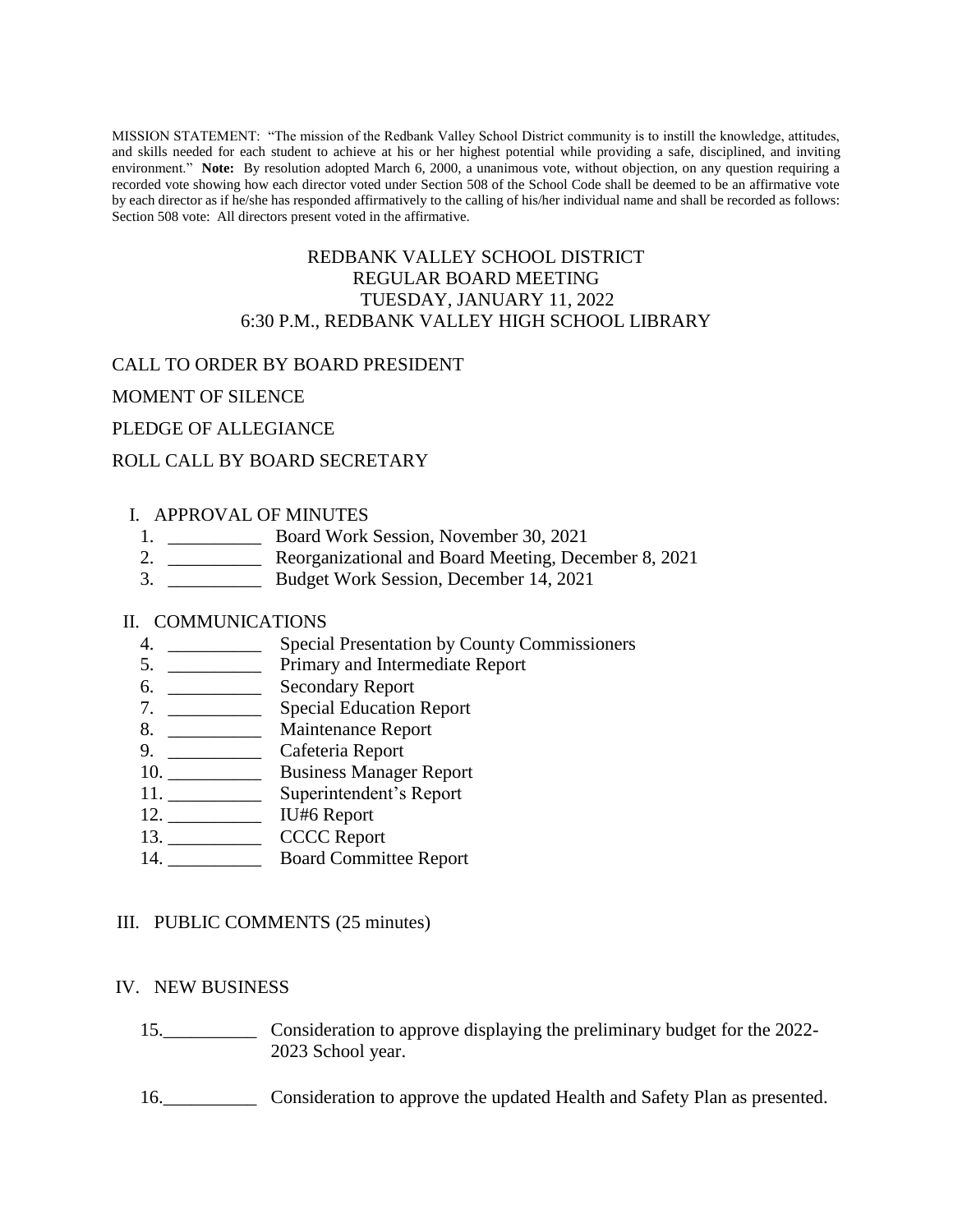MISSION STATEMENT: "The mission of the Redbank Valley School District community is to instill the knowledge, attitudes, and skills needed for each student to achieve at his or her highest potential while providing a safe, disciplined, and inviting environment." **Note:** By resolution adopted March 6, 2000, a unanimous vote, without objection, on any question requiring a recorded vote showing how each director voted under Section 508 of the School Code shall be deemed to be an affirmative vote by each director as if he/she has responded affirmatively to the calling of his/her individual name and shall be recorded as follows: Section 508 vote: All directors present voted in the affirmative.

# REDBANK VALLEY SCHOOL DISTRICT
## REGULAR BOARD MEETING
## TUESDAY, JANUARY 11, 2022
## 6:30 P.M., REDBANK VALLEY HIGH SCHOOL LIBRARY

CALL TO ORDER BY BOARD PRESIDENT

MOMENT OF SILENCE

PLEDGE OF ALLEGIANCE

ROLL CALL BY BOARD SECRETARY

I. APPROVAL OF MINUTES

1. __________ Board Work Session, November 30, 2021
2. __________ Reorganizational and Board Meeting, December 8, 2021
3. __________ Budget Work Session, December 14, 2021

II. COMMUNICATIONS

4. __________ Special Presentation by County Commissioners
5. __________ Primary and Intermediate Report
6. __________ Secondary Report
7. __________ Special Education Report
8. __________ Maintenance Report
9. __________ Cafeteria Report
10. __________ Business Manager Report
11. __________ Superintendent's Report
12. __________ IU#6 Report
13. __________ CCCC Report
14. __________ Board Committee Report

III. PUBLIC COMMENTS (25 minutes)

IV. NEW BUSINESS

15. __________ Consideration to approve displaying the preliminary budget for the 2022-2023 School year.

16. __________ Consideration to approve the updated Health and Safety Plan as presented.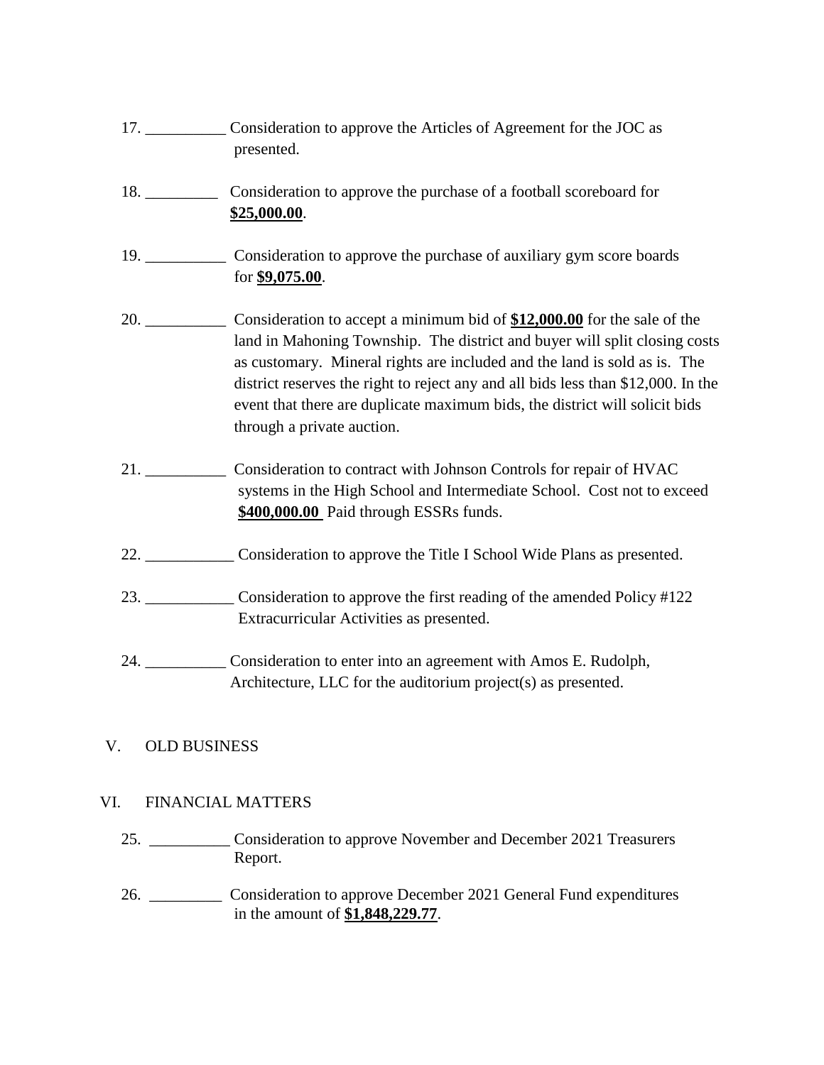17. __________ Consideration to approve the Articles of Agreement for the JOC as presented.

18. _________ Consideration to approve the purchase of a football scoreboard for **$25,000.00**.

19. __________ Consideration to approve the purchase of auxiliary gym score boards for **$9,075.00**.

20. __________ Consideration to accept a minimum bid of **$12,000.00** for the sale of the land in Mahoning Township. The district and buyer will split closing costs as customary. Mineral rights are included and the land is sold as is. The district reserves the right to reject any and all bids less than $12,000. In the event that there are duplicate maximum bids, the district will solicit bids through a private auction.

21. __________ Consideration to contract with Johnson Controls for repair of HVAC systems in the High School and Intermediate School. Cost not to exceed **$400,000.00** Paid through ESSRs funds.

22. ___________ Consideration to approve the Title I School Wide Plans as presented.

23. ___________ Consideration to approve the first reading of the amended Policy #122 Extracurricular Activities as presented.

24. __________ Consideration to enter into an agreement with Amos E. Rudolph, Architecture, LLC for the auditorium project(s) as presented.

V. OLD BUSINESS

VI. FINANCIAL MATTERS

25. __________ Consideration to approve November and December 2021 Treasurers Report.

26. _________ Consideration to approve December 2021 General Fund expenditures in the amount of **$1,848,229.77**.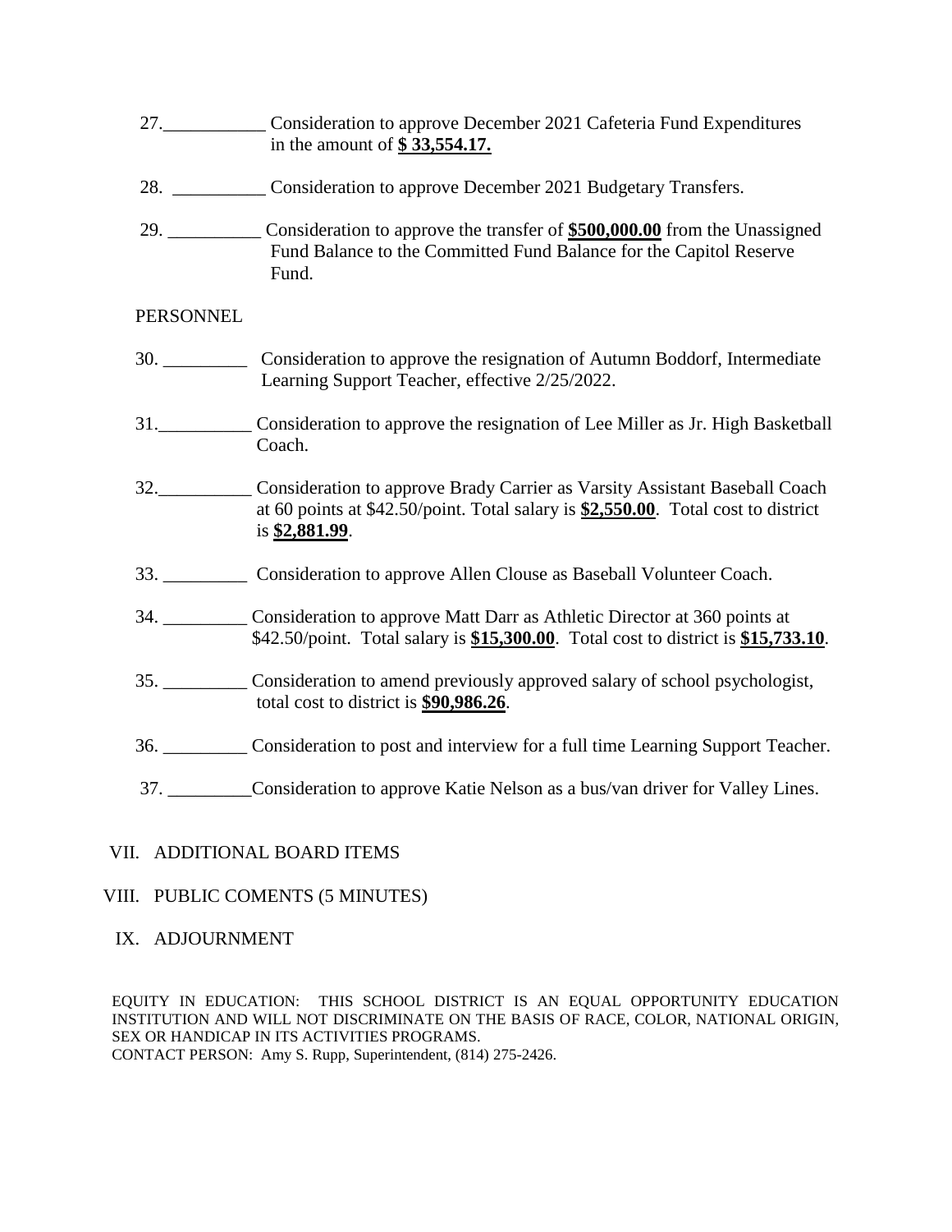27.___________ Consideration to approve December 2021 Cafeteria Fund Expenditures in the amount of **$ 33,554.17.**

28. __________ Consideration to approve December 2021 Budgetary Transfers.

29. __________ Consideration to approve the transfer of **$500,000.00** from the Unassigned Fund Balance to the Committed Fund Balance for the Capitol Reserve Fund.

PERSONNEL

30. _________ Consideration to approve the resignation of Autumn Boddorf, Intermediate Learning Support Teacher, effective 2/25/2022.

31.__________ Consideration to approve the resignation of Lee Miller as Jr. High Basketball Coach.

32.__________ Consideration to approve Brady Carrier as Varsity Assistant Baseball Coach at 60 points at $42.50/point. Total salary is **$2,550.00**. Total cost to district is **$2,881.99**.

33. _________ Consideration to approve Allen Clouse as Baseball Volunteer Coach.

34. _________ Consideration to approve Matt Darr as Athletic Director at 360 points at $42.50/point. Total salary is **$15,300.00**. Total cost to district is **$15,733.10**.

35. _________ Consideration to amend previously approved salary of school psychologist, total cost to district is **$90,986.26**.

36. _________ Consideration to post and interview for a full time Learning Support Teacher.

37. _________Consideration to approve Katie Nelson as a bus/van driver for Valley Lines.

VII. ADDITIONAL BOARD ITEMS

VIII. PUBLIC COMENTS (5 MINUTES)

IX. ADJOURNMENT

EQUITY IN EDUCATION: THIS SCHOOL DISTRICT IS AN EQUAL OPPORTUNITY EDUCATION INSTITUTION AND WILL NOT DISCRIMINATE ON THE BASIS OF RACE, COLOR, NATIONAL ORIGIN, SEX OR HANDICAP IN ITS ACTIVITIES PROGRAMS.
CONTACT PERSON: Amy S. Rupp, Superintendent, (814) 275-2426.